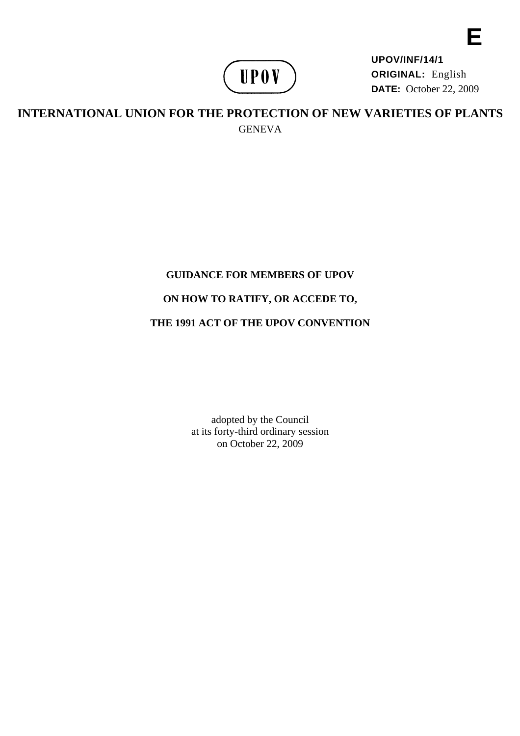**E**

**UPOV/INF/14/1**
**ORIGINAL:** English
**DATE:** October 22, 2009

UPOV

# INTERNATIONAL UNION FOR THE PROTECTION OF NEW VARIETIES OF PLANTS

GENEVA

## GUIDANCE FOR MEMBERS OF UPOV

## ON HOW TO RATIFY, OR ACCEDE TO,

## THE 1991 ACT OF THE UPOV CONVENTION

adopted by the Council
at its forty-third ordinary session
on October 22, 2009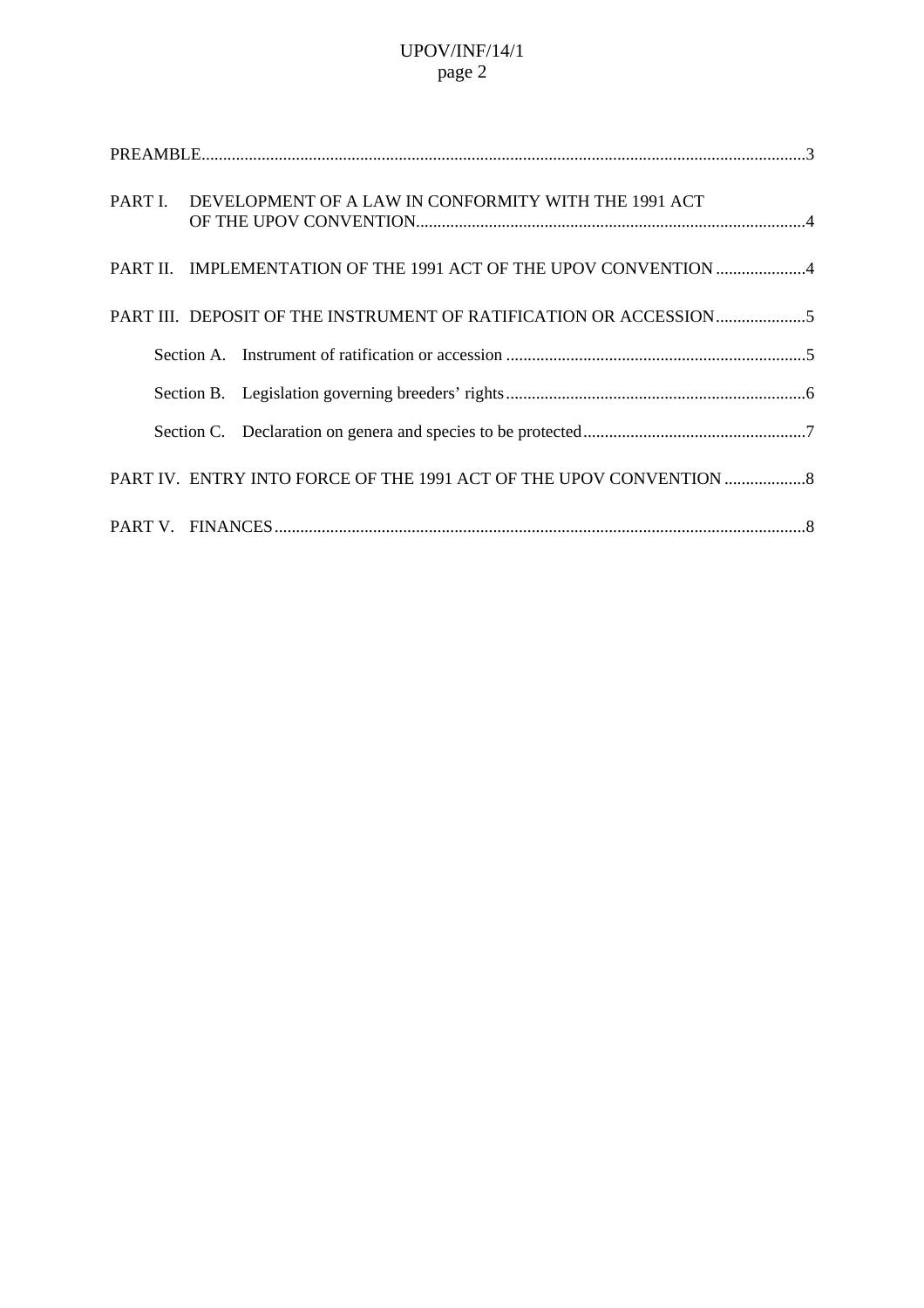PREAMBLE ... 3

PART I. DEVELOPMENT OF A LAW IN CONFORMITY WITH THE 1991 ACT OF THE UPOV CONVENTION ... 4

PART II. IMPLEMENTATION OF THE 1991 ACT OF THE UPOV CONVENTION ... 4

PART III. DEPOSIT OF THE INSTRUMENT OF RATIFICATION OR ACCESSION ... 5

- Section A. Instrument of ratification or accession ... 5
- Section B. Legislation governing breeders' rights ... 6
- Section C. Declaration on genera and species to be protected ... 7

PART IV. ENTRY INTO FORCE OF THE 1991 ACT OF THE UPOV CONVENTION ... 8

PART V. FINANCES ... 8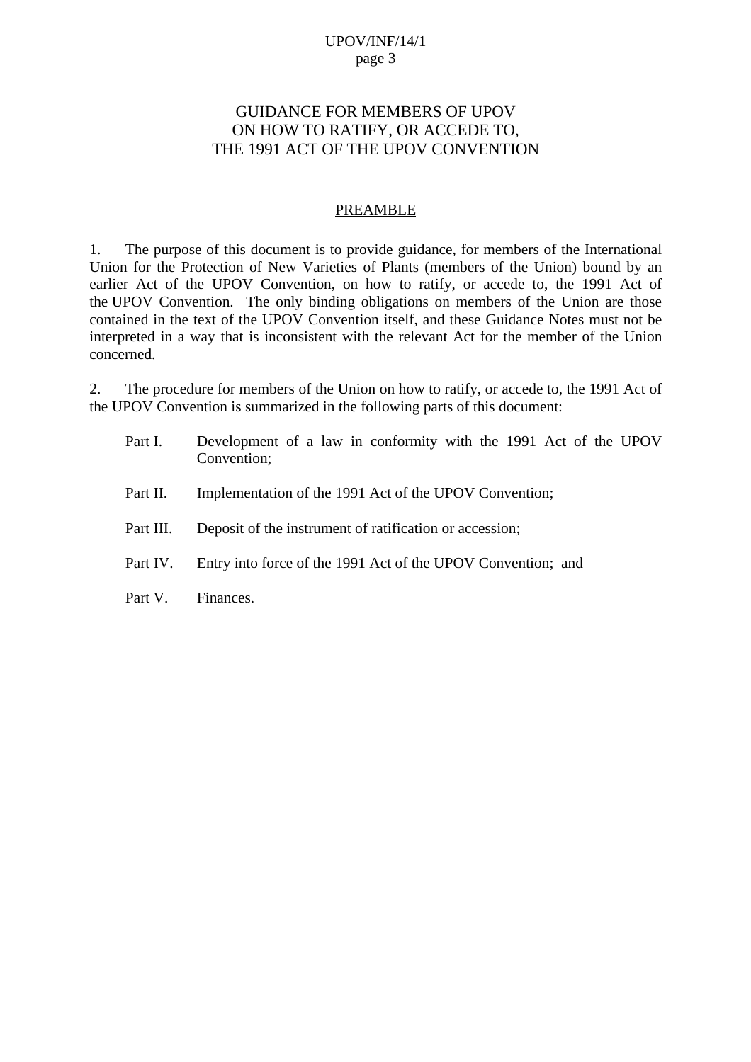# GUIDANCE FOR MEMBERS OF UPOV ON HOW TO RATIFY, OR ACCEDE TO, THE 1991 ACT OF THE UPOV CONVENTION

## PREAMBLE

1. The purpose of this document is to provide guidance, for members of the International Union for the Protection of New Varieties of Plants (members of the Union) bound by an earlier Act of the UPOV Convention, on how to ratify, or accede to, the 1991 Act of the UPOV Convention. The only binding obligations on members of the Union are those contained in the text of the UPOV Convention itself, and these Guidance Notes must not be interpreted in a way that is inconsistent with the relevant Act for the member of the Union concerned.

2. The procedure for members of the Union on how to ratify, or accede to, the 1991 Act of the UPOV Convention is summarized in the following parts of this document:

- Part I. Development of a law in conformity with the 1991 Act of the UPOV Convention;
- Part II. Implementation of the 1991 Act of the UPOV Convention;
- Part III. Deposit of the instrument of ratification or accession;
- Part IV. Entry into force of the 1991 Act of the UPOV Convention; and
- Part V. Finances.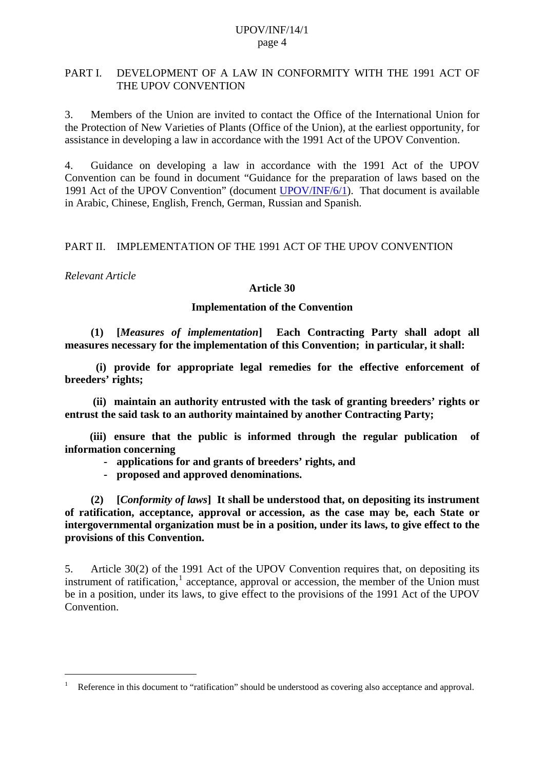## PART I. DEVELOPMENT OF A LAW IN CONFORMITY WITH THE 1991 ACT OF THE UPOV CONVENTION

3. Members of the Union are invited to contact the Office of the International Union for the Protection of New Varieties of Plants (Office of the Union), at the earliest opportunity, for assistance in developing a law in accordance with the 1991 Act of the UPOV Convention.

4. Guidance on developing a law in accordance with the 1991 Act of the UPOV Convention can be found in document "Guidance for the preparation of laws based on the 1991 Act of the UPOV Convention" (document UPOV/INF/6/1). That document is available in Arabic, Chinese, English, French, German, Russian and Spanish.

## PART II. IMPLEMENTATION OF THE 1991 ACT OF THE UPOV CONVENTION

*Relevant Article*

**Article 30**

**Implementation of the Convention**

**(1) [*Measures of implementation*] Each Contracting Party shall adopt all measures necessary for the implementation of this Convention; in particular, it shall:**

**(i) provide for appropriate legal remedies for the effective enforcement of breeders' rights;**

**(ii) maintain an authority entrusted with the task of granting breeders' rights or entrust the said task to an authority maintained by another Contracting Party;**

**(iii) ensure that the public is informed through the regular publication of information concerning**

- **applications for and grants of breeders' rights, and**
- **proposed and approved denominations.**

**(2) [*Conformity of laws*] It shall be understood that, on depositing its instrument of ratification, acceptance, approval or accession, as the case may be, each State or intergovernmental organization must be in a position, under its laws, to give effect to the provisions of this Convention.**

5. Article 30(2) of the 1991 Act of the UPOV Convention requires that, on depositing its instrument of ratification,[1] acceptance, approval or accession, the member of the Union must be in a position, under its laws, to give effect to the provisions of the 1991 Act of the UPOV Convention.

---

[1] Reference in this document to "ratification" should be understood as covering also acceptance and approval.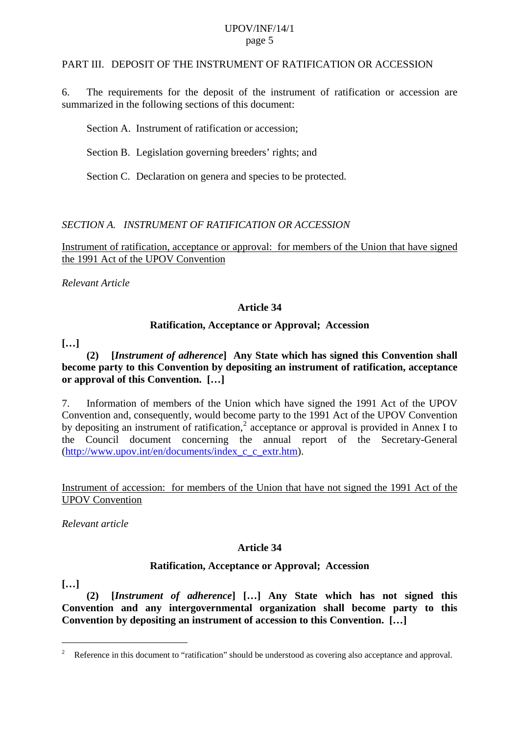## PART III. DEPOSIT OF THE INSTRUMENT OF RATIFICATION OR ACCESSION

6. The requirements for the deposit of the instrument of ratification or accession are summarized in the following sections of this document:

Section A. Instrument of ratification or accession;

Section B. Legislation governing breeders' rights; and

Section C. Declaration on genera and species to be protected.

### *SECTION A. INSTRUMENT OF RATIFICATION OR ACCESSION*

Instrument of ratification, acceptance or approval: for members of the Union that have signed the 1991 Act of the UPOV Convention

*Relevant Article*

**Article 34**

**Ratification, Acceptance or Approval; Accession**

**[…]**

**(2) [*Instrument of adherence*] Any State which has signed this Convention shall become party to this Convention by depositing an instrument of ratification, acceptance or approval of this Convention. […]**

7. Information of members of the Union which have signed the 1991 Act of the UPOV Convention and, consequently, would become party to the 1991 Act of the UPOV Convention by depositing an instrument of ratification,[2] acceptance or approval is provided in Annex I to the Council document concerning the annual report of the Secretary-General (http://www.upov.int/en/documents/index_c_c_extr.htm).

Instrument of accession: for members of the Union that have not signed the 1991 Act of the UPOV Convention

*Relevant article*

**Article 34**

**Ratification, Acceptance or Approval; Accession**

**[…]**

**(2) [*Instrument of adherence*] […] Any State which has not signed this Convention and any intergovernmental organization shall become party to this Convention by depositing an instrument of accession to this Convention. […]**

---

[2] Reference in this document to "ratification" should be understood as covering also acceptance and approval.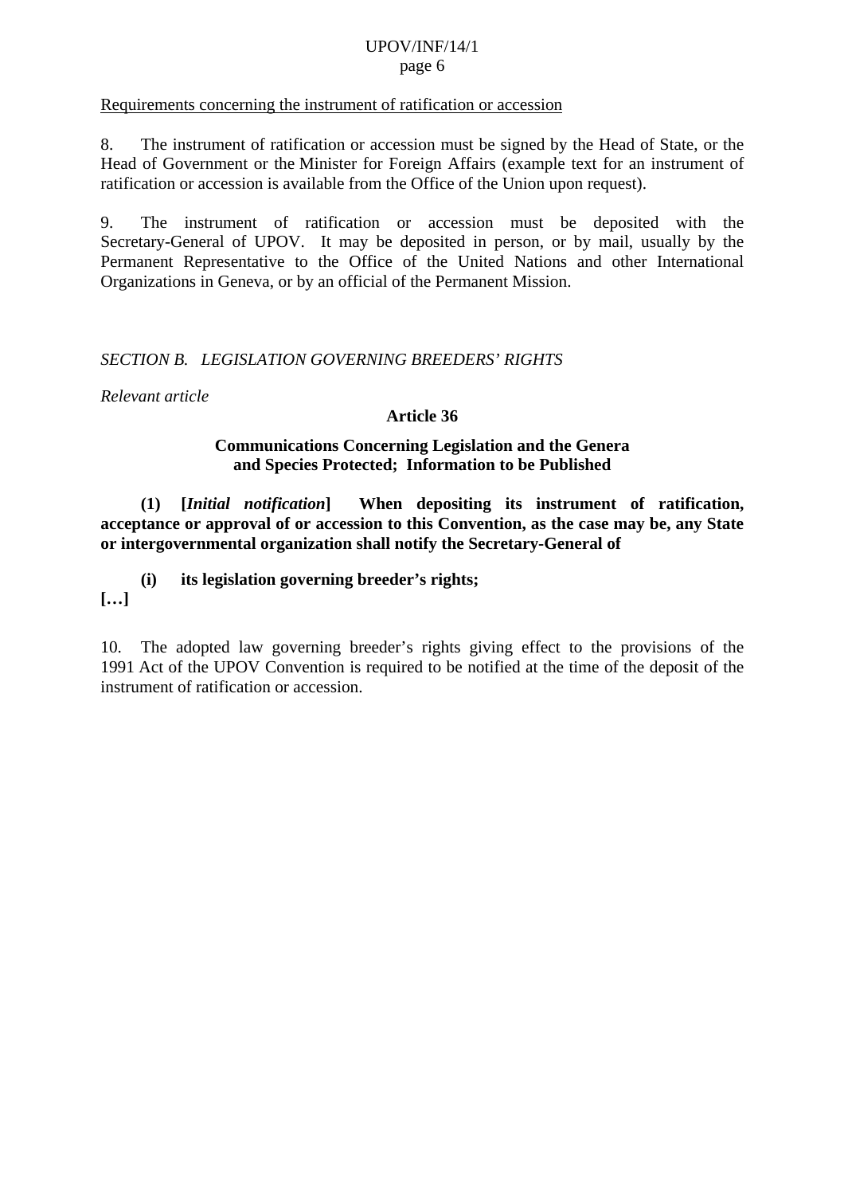Requirements concerning the instrument of ratification or accession

8. The instrument of ratification or accession must be signed by the Head of State, or the Head of Government or the Minister for Foreign Affairs (example text for an instrument of ratification or accession is available from the Office of the Union upon request).

9. The instrument of ratification or accession must be deposited with the Secretary-General of UPOV. It may be deposited in person, or by mail, usually by the Permanent Representative to the Office of the United Nations and other International Organizations in Geneva, or by an official of the Permanent Mission.

*SECTION B. LEGISLATION GOVERNING BREEDERS' RIGHTS*

*Relevant article*

**Article 36**

**Communications Concerning Legislation and the Genera and Species Protected; Information to be Published**

**(1) [*Initial notification*] When depositing its instrument of ratification, acceptance or approval of or accession to this Convention, as the case may be, any State or intergovernmental organization shall notify the Secretary-General of**

**(i) its legislation governing breeder's rights;**

**[…]**

10. The adopted law governing breeder's rights giving effect to the provisions of the 1991 Act of the UPOV Convention is required to be notified at the time of the deposit of the instrument of ratification or accession.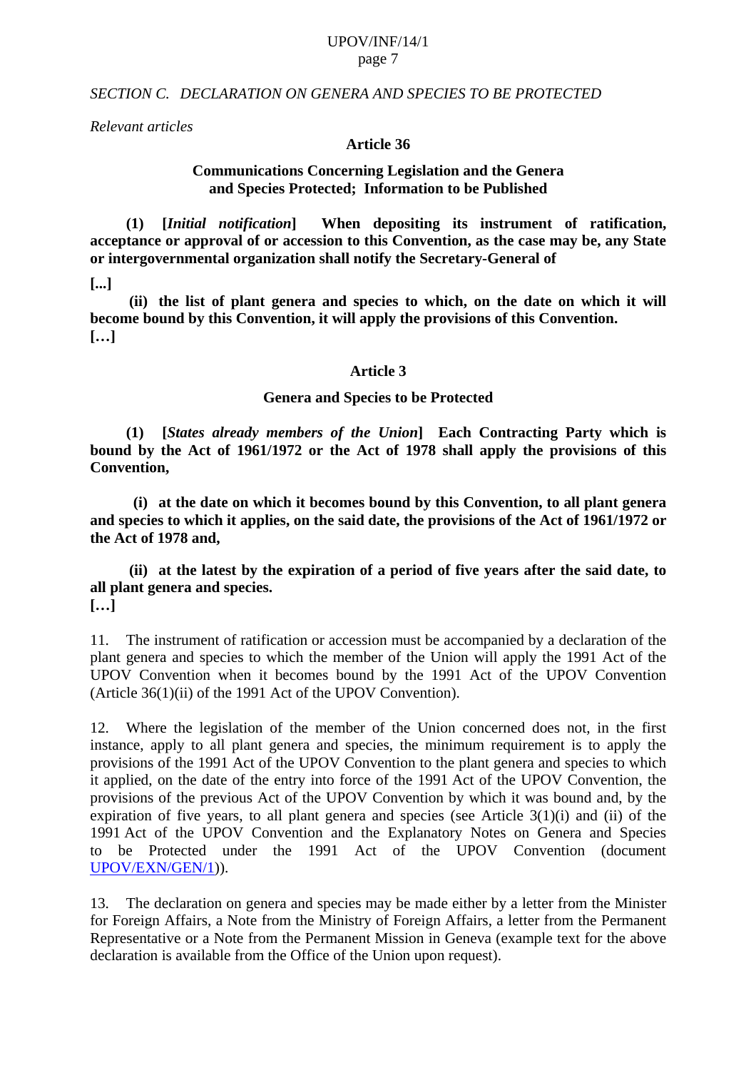*SECTION C. DECLARATION ON GENERA AND SPECIES TO BE PROTECTED*

*Relevant articles*

**Article 36**

**Communications Concerning Legislation and the Genera and Species Protected; Information to be Published**

**(1) [*Initial notification*] When depositing its instrument of ratification, acceptance or approval of or accession to this Convention, as the case may be, any State or intergovernmental organization shall notify the Secretary-General of**

**[...]**

**(ii) the list of plant genera and species to which, on the date on which it will become bound by this Convention, it will apply the provisions of this Convention.**
**[…]**

**Article 3**

**Genera and Species to be Protected**

**(1) [*States already members of the Union*] Each Contracting Party which is bound by the Act of 1961/1972 or the Act of 1978 shall apply the provisions of this Convention,**

**(i) at the date on which it becomes bound by this Convention, to all plant genera and species to which it applies, on the said date, the provisions of the Act of 1961/1972 or the Act of 1978 and,**

**(ii) at the latest by the expiration of a period of five years after the said date, to all plant genera and species.**
**[…]**

11. The instrument of ratification or accession must be accompanied by a declaration of the plant genera and species to which the member of the Union will apply the 1991 Act of the UPOV Convention when it becomes bound by the 1991 Act of the UPOV Convention (Article 36(1)(ii) of the 1991 Act of the UPOV Convention).

12. Where the legislation of the member of the Union concerned does not, in the first instance, apply to all plant genera and species, the minimum requirement is to apply the provisions of the 1991 Act of the UPOV Convention to the plant genera and species to which it applied, on the date of the entry into force of the 1991 Act of the UPOV Convention, the provisions of the previous Act of the UPOV Convention by which it was bound and, by the expiration of five years, to all plant genera and species (see Article 3(1)(i) and (ii) of the 1991 Act of the UPOV Convention and the Explanatory Notes on Genera and Species to be Protected under the 1991 Act of the UPOV Convention (document UPOV/EXN/GEN/1)).

13. The declaration on genera and species may be made either by a letter from the Minister for Foreign Affairs, a Note from the Ministry of Foreign Affairs, a letter from the Permanent Representative or a Note from the Permanent Mission in Geneva (example text for the above declaration is available from the Office of the Union upon request).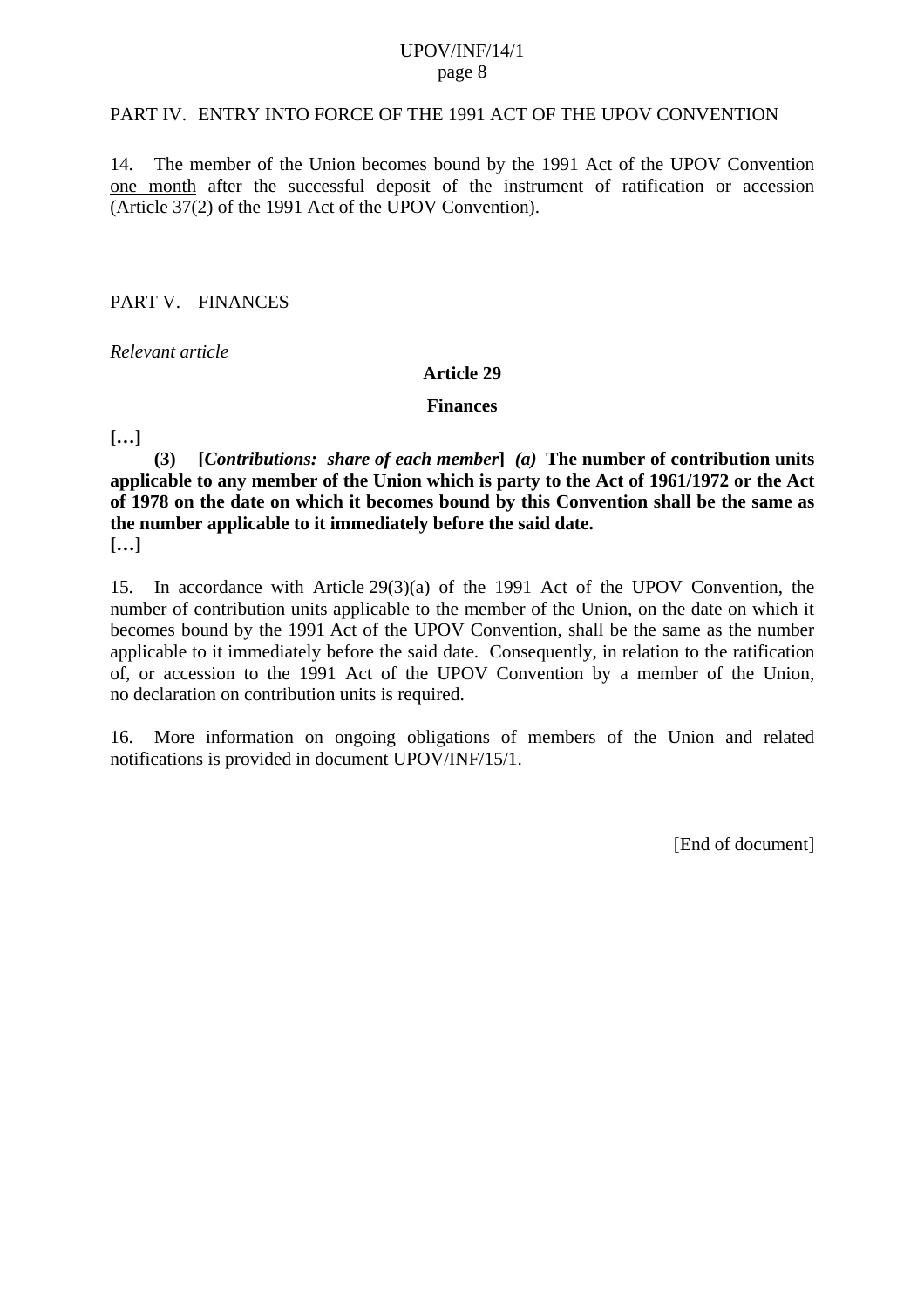PART IV. ENTRY INTO FORCE OF THE 1991 ACT OF THE UPOV CONVENTION

14. The member of the Union becomes bound by the 1991 Act of the UPOV Convention <u>one month</u> after the successful deposit of the instrument of ratification or accession (Article 37(2) of the 1991 Act of the UPOV Convention).

PART V. FINANCES

*Relevant article*

**Article 29**

**Finances**

**[…]**

**(3) [*Contributions: share of each member*] *(a)* The number of contribution units applicable to any member of the Union which is party to the Act of 1961/1972 or the Act of 1978 on the date on which it becomes bound by this Convention shall be the same as the number applicable to it immediately before the said date.**
**[…]**

15. In accordance with Article 29(3)(a) of the 1991 Act of the UPOV Convention, the number of contribution units applicable to the member of the Union, on the date on which it becomes bound by the 1991 Act of the UPOV Convention, shall be the same as the number applicable to it immediately before the said date. Consequently, in relation to the ratification of, or accession to the 1991 Act of the UPOV Convention by a member of the Union, no declaration on contribution units is required.

16. More information on ongoing obligations of members of the Union and related notifications is provided in document UPOV/INF/15/1.

[End of document]